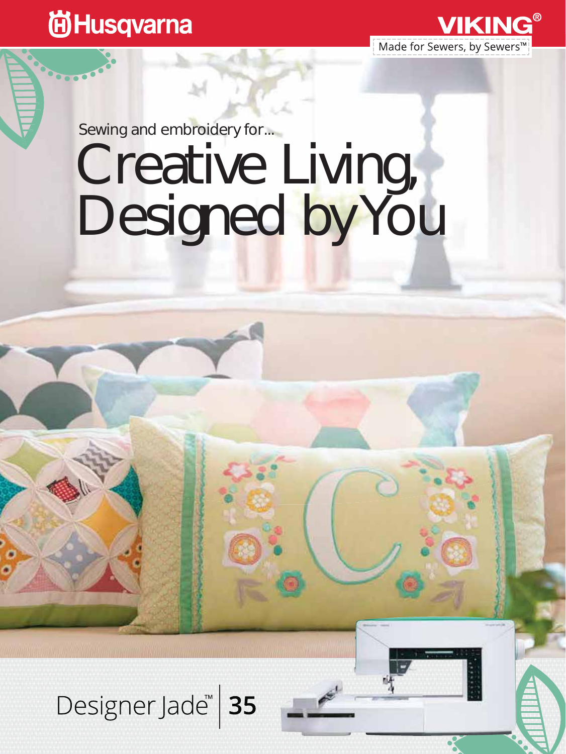Husqvarna

VIKING®

Made for Sewers, by Sewers™

Sewing and embroidery for...

# Creative Living, Designed by You

Designer Jade™ | 35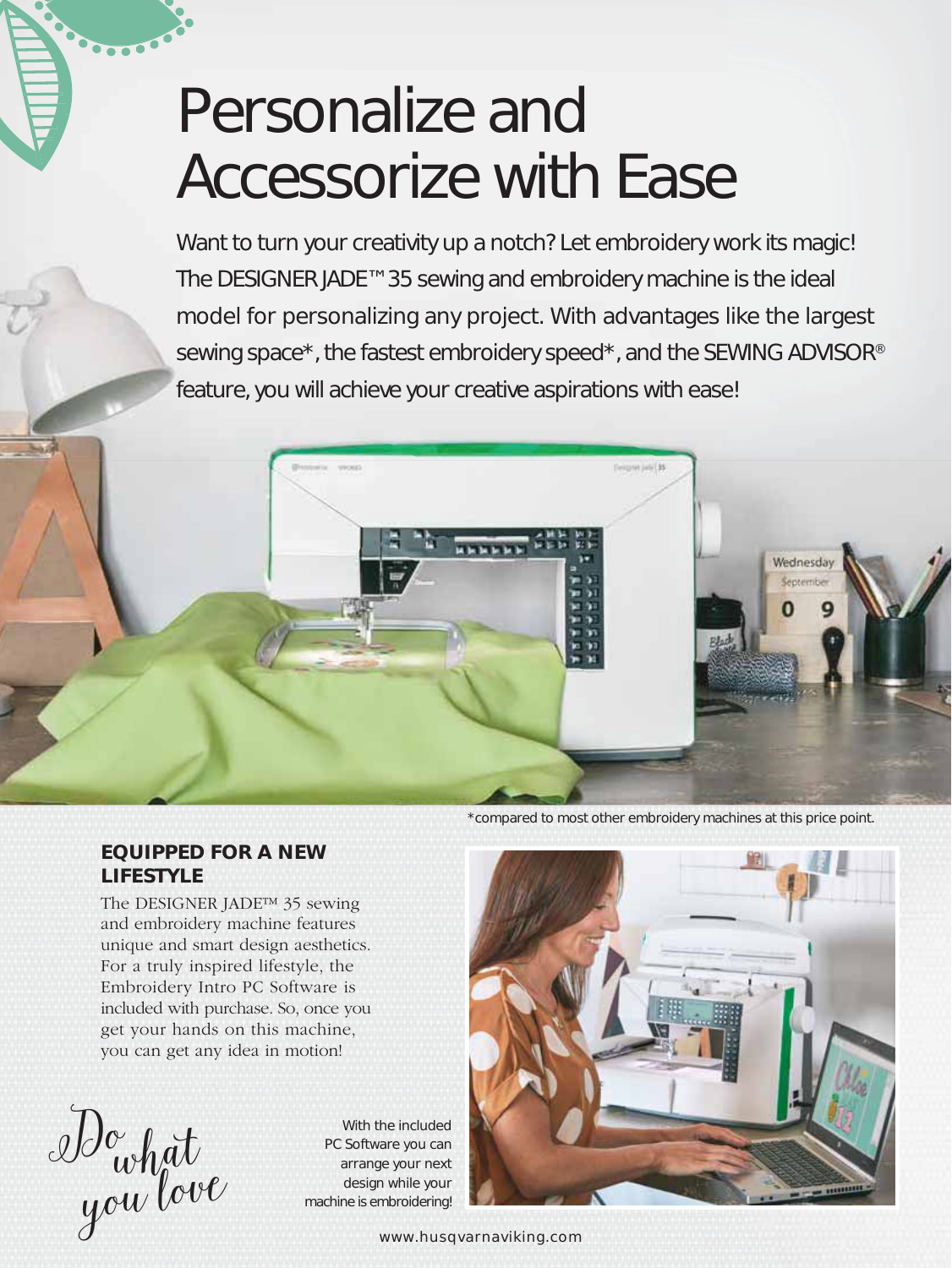# Personalize and Accessorize with Ease

Want to turn your creativity up a notch? Let embroidery work its magic! The DESIGNER JADE™ 35 sewing and embroidery machine is the ideal model for personalizing any project. With advantages like the largest sewing space*, the fastest embroidery speed*, and the SEWING ADVISOR® feature, you will achieve your creative aspirations with ease!

*compared to most other embroidery machines at this price point.

## EQUIPPED FOR A NEW LIFESTYLE

The DESIGNER JADE™ 35 sewing and embroidery machine features unique and smart design aesthetics. For a truly inspired lifestyle, the Embroidery Intro PC Software is included with purchase. So, once you get your hands on this machine, you can get any idea in motion!

*Do what you love*

With the included PC Software you can arrange your next design while your machine is embroidering!

www.husqvarnaviking.com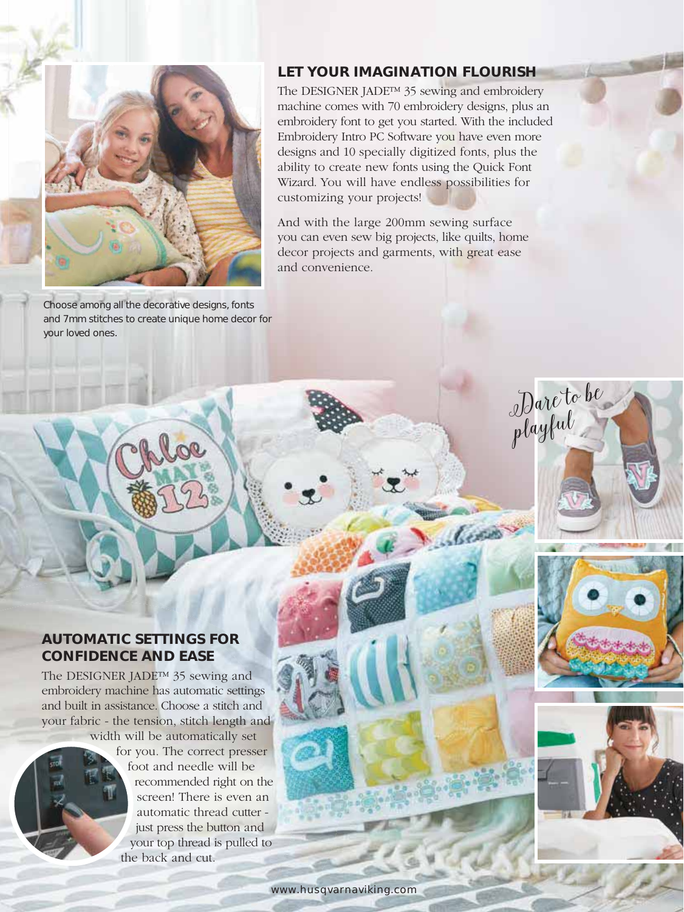## LET YOUR IMAGINATION FLOURISH

The DESIGNER JADE™ 35 sewing and embroidery machine comes with 70 embroidery designs, plus an embroidery font to get you started. With the included Embroidery Intro PC Software you have even more designs and 10 specially digitized fonts, plus the ability to create new fonts using the Quick Font Wizard. You will have endless possibilities for customizing your projects!

And with the large 200mm sewing surface you can even sew big projects, like quilts, home decor projects and garments, with great ease and convenience.

Choose among all the decorative designs, fonts and 7mm stitches to create unique home decor for your loved ones.

*Dare to be playful*

## AUTOMATIC SETTINGS FOR CONFIDENCE AND EASE

The DESIGNER JADE™ 35 sewing and embroidery machine has automatic settings and built in assistance. Choose a stitch and your fabric - the tension, stitch length and width will be automatically set for you. The correct presser foot and needle will be recommended right on the screen! There is even an automatic thread cutter - just press the button and your top thread is pulled to the back and cut.

www.husqvarnaviking.com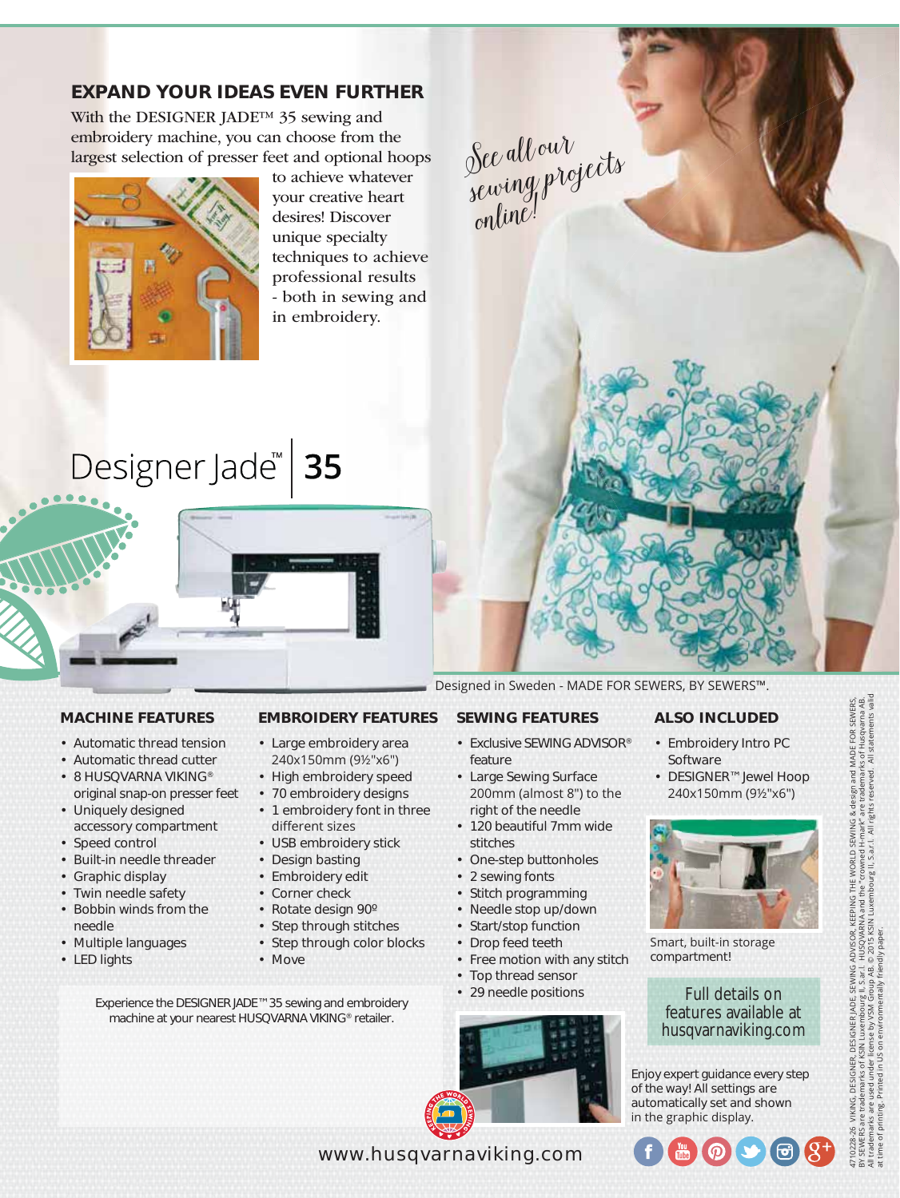## EXPAND YOUR IDEAS EVEN FURTHER

With the DESIGNER JADE™ 35 sewing and embroidery machine, you can choose from the largest selection of presser feet and optional hoops to achieve whatever your creative heart desires! Discover unique specialty techniques to achieve professional results - both in sewing and in embroidery.

*See all our sewing projects online!*

# Designer Jade™ | 35

Designed in Sweden - MADE FOR SEWERS, BY SEWERS™.

### MACHINE FEATURES

- Automatic thread tension
- Automatic thread cutter
- 8 HUSQVARNA VIKING® original snap-on presser feet
- Uniquely designed accessory compartment
- Speed control
- Built-in needle threader
- Graphic display
- Twin needle safety
- Bobbin winds from the needle
- Multiple languages
- LED lights

### EMBROIDERY FEATURES

- Large embroidery area 240x150mm (9½"x6")
- High embroidery speed
- 70 embroidery designs
- 1 embroidery font in three different sizes
- USB embroidery stick
- Design basting
- Embroidery edit
- Corner check
- Rotate design 90º
- Step through stitches
- Step through color blocks
- Move

### SEWING FEATURES

- Exclusive SEWING ADVISOR® feature
- Large Sewing Surface 200mm (almost 8") to the right of the needle
- 120 beautiful 7mm wide stitches
- One-step buttonholes
- 2 sewing fonts
- Stitch programming
- Needle stop up/down
- Start/stop function
- Drop feed teeth
- Free motion with any stitch
- Top thread sensor
- 29 needle positions

### ALSO INCLUDED

- Embroidery Intro PC Software
- DESIGNER™ Jewel Hoop 240x150mm (9½"x6")

Smart, built-in storage compartment!

Full details on features available at husqvarnaviking.com

Enjoy expert guidance every step of the way! All settings are automatically set and shown in the graphic display.

Experience the DESIGNER JADE™ 35 sewing and embroidery machine at your nearest HUSQVARNA VIKING® retailer.

www.husqvarnaviking.com

47102226-26. VIKING, DESIGNER, DESIGNER JADE, SEWING ADVISOR, KEEPING THE WORLD SEWING & design and MADE FOR SEWERS, BY SEWERS are trademarks of KSIN Luxembourg II, S.ar.l. HUSQVARNA and the "crowned H-mark" are trademarks of Husqvarna AB. All trademarks are used under license by VSM Group AB. © 2015 KSIN Luxembourg II, S.ar.l. All rights reserved. All statements valid at time of printing. Printed in US on environmentally friendly paper.